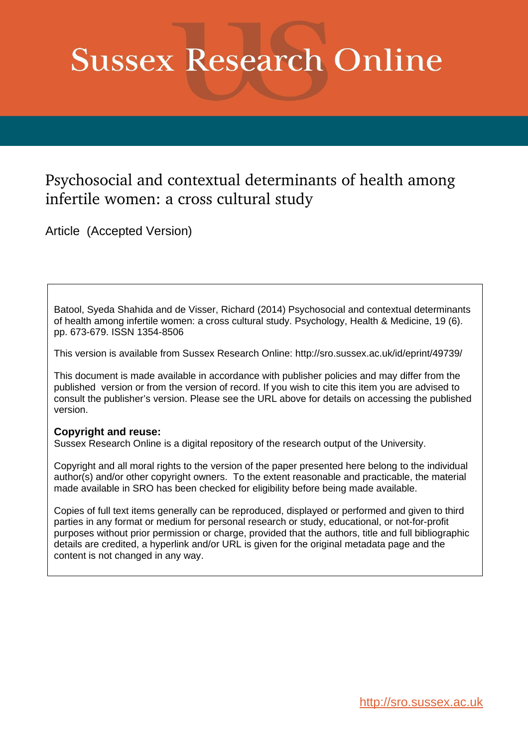# Sussex Research Online

## Psychosocial and contextual determinants of health among infertile women: a cross cultural study

Article (Accepted Version)

Batool, Syeda Shahida and de Visser, Richard (2014) Psychosocial and contextual determinants of health among infertile women: a cross cultural study. Psychology, Health & Medicine, 19 (6). pp. 673-679. ISSN 1354-8506

This version is available from Sussex Research Online: http://sro.sussex.ac.uk/id/eprint/49739/

This document is made available in accordance with publisher policies and may differ from the published version or from the version of record. If you wish to cite this item you are advised to consult the publisher's version. Please see the URL above for details on accessing the published version.

**Copyright and reuse:**
Sussex Research Online is a digital repository of the research output of the University.

Copyright and all moral rights to the version of the paper presented here belong to the individual author(s) and/or other copyright owners. To the extent reasonable and practicable, the material made available in SRO has been checked for eligibility before being made available.

Copies of full text items generally can be reproduced, displayed or performed and given to third parties in any format or medium for personal research or study, educational, or not-for-profit purposes without prior permission or charge, provided that the authors, title and full bibliographic details are credited, a hyperlink and/or URL is given for the original metadata page and the content is not changed in any way.

http://sro.sussex.ac.uk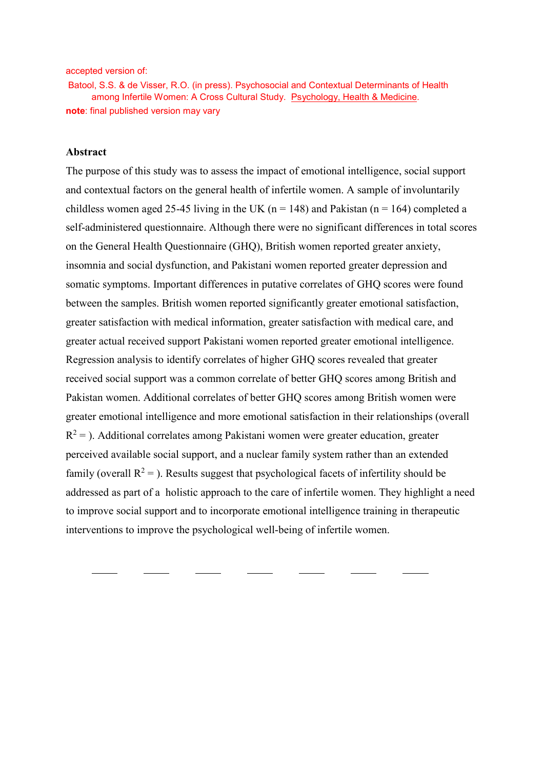accepted version of:

Batool, S.S. & de Visser, R.O. (in press). Psychosocial and Contextual Determinants of Health among Infertile Women: A Cross Cultural Study. Psychology, Health & Medicine.

**note**: final published version may vary

## Abstract

The purpose of this study was to assess the impact of emotional intelligence, social support and contextual factors on the general health of infertile women. A sample of involuntarily childless women aged 25-45 living in the UK (n = 148) and Pakistan (n = 164) completed a self-administered questionnaire. Although there were no significant differences in total scores on the General Health Questionnaire (GHQ), British women reported greater anxiety, insomnia and social dysfunction, and Pakistani women reported greater depression and somatic symptoms. Important differences in putative correlates of GHQ scores were found between the samples. British women reported significantly greater emotional satisfaction, greater satisfaction with medical information, greater satisfaction with medical care, and greater actual received support Pakistani women reported greater emotional intelligence. Regression analysis to identify correlates of higher GHQ scores revealed that greater received social support was a common correlate of better GHQ scores among British and Pakistan women. Additional correlates of better GHQ scores among British women were greater emotional intelligence and more emotional satisfaction in their relationships (overall $R^2$ = ). Additional correlates among Pakistani women were greater education, greater perceived available social support, and a nuclear family system rather than an extended family (overall $R^2$ = ). Results suggest that psychological facets of infertility should be addressed as part of a holistic approach to the care of infertile women. They highlight a need to improve social support and to incorporate emotional intelligence training in therapeutic interventions to improve the psychological well-being of infertile women.

_____ _____ _____ _____ _____ _____ _____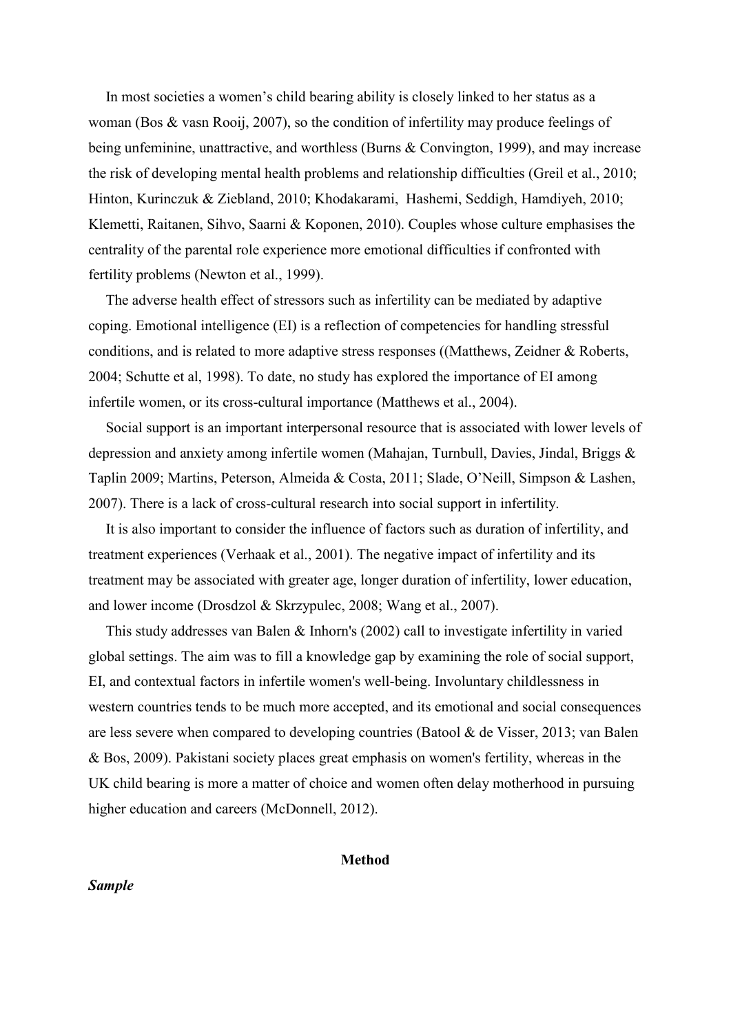In most societies a women's child bearing ability is closely linked to her status as a woman (Bos & vasn Rooij, 2007), so the condition of infertility may produce feelings of being unfeminine, unattractive, and worthless (Burns & Convington, 1999), and may increase the risk of developing mental health problems and relationship difficulties (Greil et al., 2010; Hinton, Kurinczuk & Ziebland, 2010; Khodakarami, Hashemi, Seddigh, Hamdiyeh, 2010; Klemetti, Raitanen, Sihvo, Saarni & Koponen, 2010). Couples whose culture emphasises the centrality of the parental role experience more emotional difficulties if confronted with fertility problems (Newton et al., 1999).

The adverse health effect of stressors such as infertility can be mediated by adaptive coping. Emotional intelligence (EI) is a reflection of competencies for handling stressful conditions, and is related to more adaptive stress responses ((Matthews, Zeidner & Roberts, 2004; Schutte et al, 1998). To date, no study has explored the importance of EI among infertile women, or its cross-cultural importance (Matthews et al., 2004).

Social support is an important interpersonal resource that is associated with lower levels of depression and anxiety among infertile women (Mahajan, Turnbull, Davies, Jindal, Briggs & Taplin 2009; Martins, Peterson, Almeida & Costa, 2011; Slade, O'Neill, Simpson & Lashen, 2007). There is a lack of cross-cultural research into social support in infertility.

It is also important to consider the influence of factors such as duration of infertility, and treatment experiences (Verhaak et al., 2001). The negative impact of infertility and its treatment may be associated with greater age, longer duration of infertility, lower education, and lower income (Drosdzol & Skrzypulec, 2008; Wang et al., 2007).

This study addresses van Balen & Inhorn's (2002) call to investigate infertility in varied global settings. The aim was to fill a knowledge gap by examining the role of social support, EI, and contextual factors in infertile women's well-being. Involuntary childlessness in western countries tends to be much more accepted, and its emotional and social consequences are less severe when compared to developing countries (Batool & de Visser, 2013; van Balen & Bos, 2009). Pakistani society places great emphasis on women's fertility, whereas in the UK child bearing is more a matter of choice and women often delay motherhood in pursuing higher education and careers (McDonnell, 2012).

## Method

### *Sample*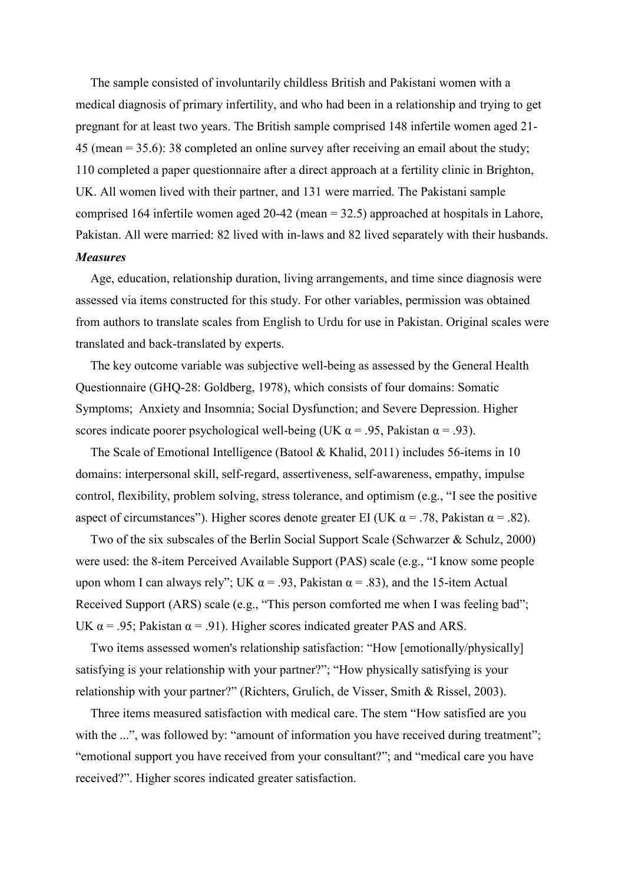The sample consisted of involuntarily childless British and Pakistani women with a medical diagnosis of primary infertility, and who had been in a relationship and trying to get pregnant for at least two years. The British sample comprised 148 infertile women aged 21-45 (mean = 35.6): 38 completed an online survey after receiving an email about the study; 110 completed a paper questionnaire after a direct approach at a fertility clinic in Brighton, UK. All women lived with their partner, and 131 were married. The Pakistani sample comprised 164 infertile women aged 20-42 (mean = 32.5) approached at hospitals in Lahore, Pakistan. All were married: 82 lived with in-laws and 82 lived separately with their husbands.

***Measures***

Age, education, relationship duration, living arrangements, and time since diagnosis were assessed via items constructed for this study. For other variables, permission was obtained from authors to translate scales from English to Urdu for use in Pakistan. Original scales were translated and back-translated by experts.

The key outcome variable was subjective well-being as assessed by the General Health Questionnaire (GHQ-28: Goldberg, 1978), which consists of four domains: Somatic Symptoms; Anxiety and Insomnia; Social Dysfunction; and Severe Depression. Higher scores indicate poorer psychological well-being (UK $\alpha = .95$, Pakistan $\alpha = .93$).

The Scale of Emotional Intelligence (Batool & Khalid, 2011) includes 56-items in 10 domains: interpersonal skill, self-regard, assertiveness, self-awareness, empathy, impulse control, flexibility, problem solving, stress tolerance, and optimism (e.g., “I see the positive aspect of circumstances”). Higher scores denote greater EI (UK $\alpha = .78$, Pakistan $\alpha = .82$).

Two of the six subscales of the Berlin Social Support Scale (Schwarzer & Schulz, 2000) were used: the 8-item Perceived Available Support (PAS) scale (e.g., “I know some people upon whom I can always rely”; UK $\alpha = .93$, Pakistan $\alpha = .83$), and the 15-item Actual Received Support (ARS) scale (e.g., “This person comforted me when I was feeling bad”; UK $\alpha = .95$; Pakistan $\alpha = .91$). Higher scores indicated greater PAS and ARS.

Two items assessed women's relationship satisfaction: “How [emotionally/physically] satisfying is your relationship with your partner?”; “How physically satisfying is your relationship with your partner?” (Richters, Grulich, de Visser, Smith & Rissel, 2003).

Three items measured satisfaction with medical care. The stem “How satisfied are you with the ...”, was followed by: “amount of information you have received during treatment”; “emotional support you have received from your consultant?”; and “medical care you have received?”. Higher scores indicated greater satisfaction.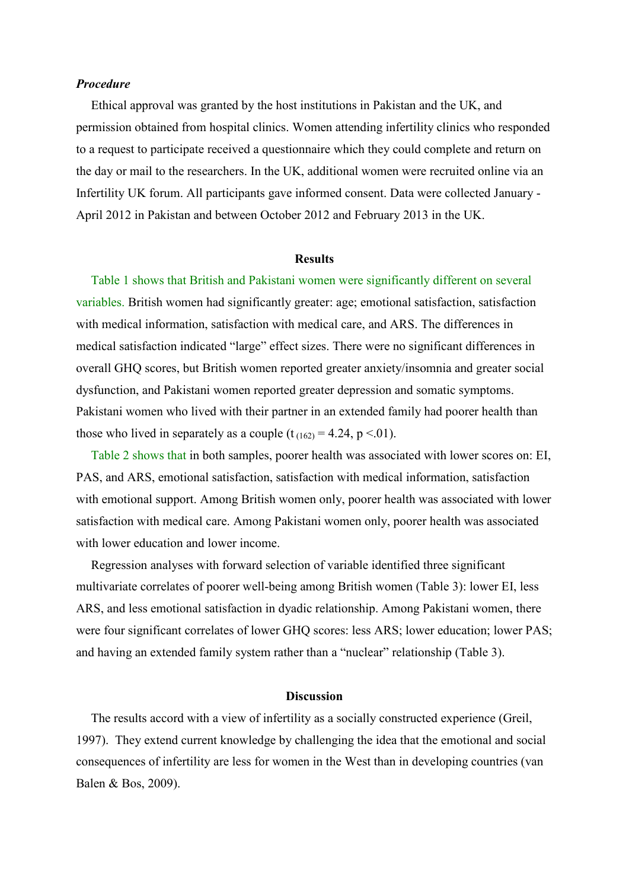***Procedure***

Ethical approval was granted by the host institutions in Pakistan and the UK, and permission obtained from hospital clinics. Women attending infertility clinics who responded to a request to participate received a questionnaire which they could complete and return on the day or mail to the researchers. In the UK, additional women were recruited online via an Infertility UK forum. All participants gave informed consent. Data were collected January - April 2012 in Pakistan and between October 2012 and February 2013 in the UK.

**Results**

Table 1 shows that British and Pakistani women were significantly different on several variables. British women had significantly greater: age; emotional satisfaction, satisfaction with medical information, satisfaction with medical care, and ARS. The differences in medical satisfaction indicated "large" effect sizes. There were no significant differences in overall GHQ scores, but British women reported greater anxiety/insomnia and greater social dysfunction, and Pakistani women reported greater depression and somatic symptoms. Pakistani women who lived with their partner in an extended family had poorer health than those who lived in separately as a couple ($t_{(162)} = 4.24$, $p < .01$).

Table 2 shows that in both samples, poorer health was associated with lower scores on: EI, PAS, and ARS, emotional satisfaction, satisfaction with medical information, satisfaction with emotional support. Among British women only, poorer health was associated with lower satisfaction with medical care. Among Pakistani women only, poorer health was associated with lower education and lower income.

Regression analyses with forward selection of variable identified three significant multivariate correlates of poorer well-being among British women (Table 3): lower EI, less ARS, and less emotional satisfaction in dyadic relationship. Among Pakistani women, there were four significant correlates of lower GHQ scores: less ARS; lower education; lower PAS; and having an extended family system rather than a "nuclear" relationship (Table 3).

**Discussion**

The results accord with a view of infertility as a socially constructed experience (Greil, 1997). They extend current knowledge by challenging the idea that the emotional and social consequences of infertility are less for women in the West than in developing countries (van Balen & Bos, 2009).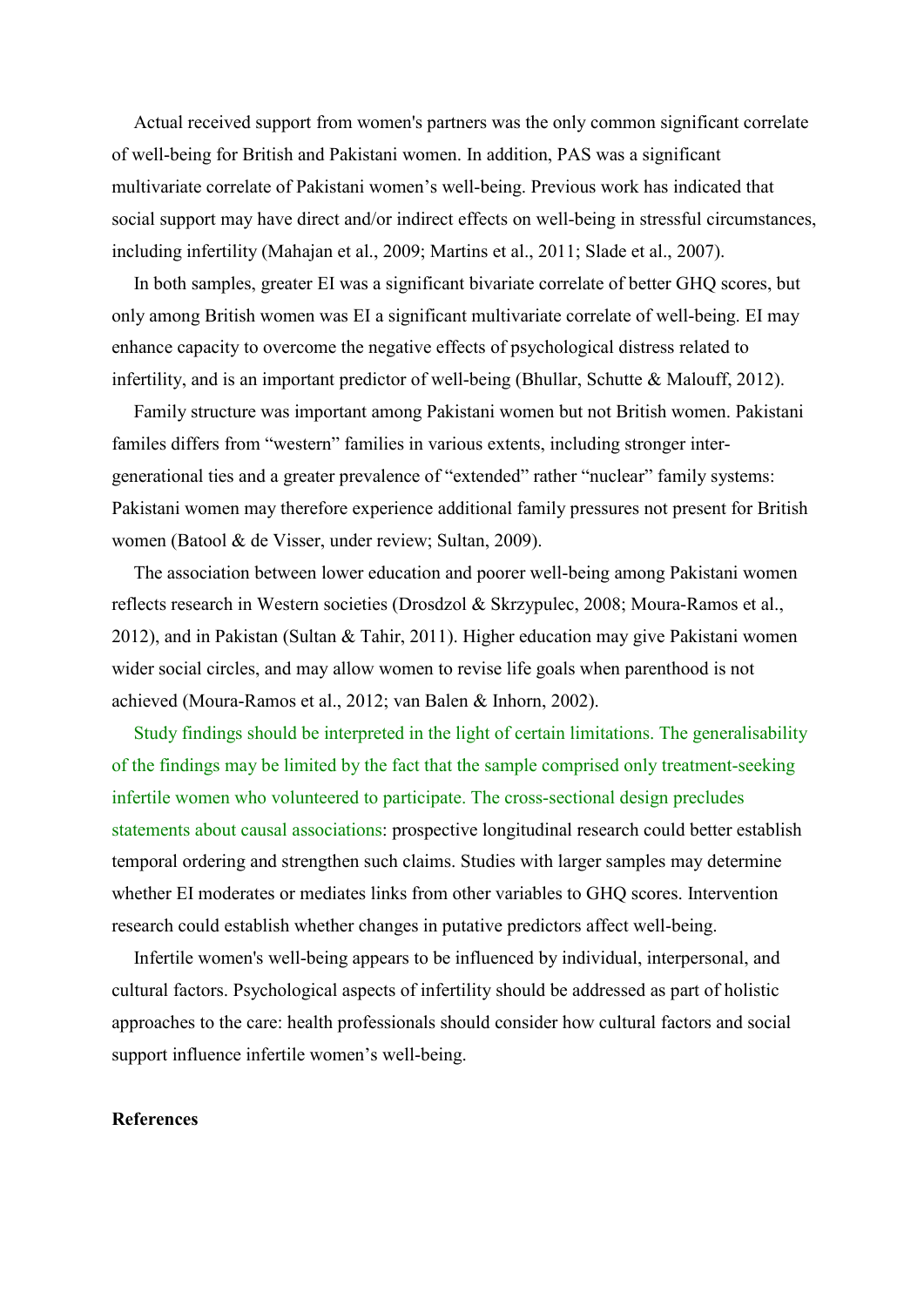Actual received support from women's partners was the only common significant correlate of well-being for British and Pakistani women. In addition, PAS was a significant multivariate correlate of Pakistani women's well-being. Previous work has indicated that social support may have direct and/or indirect effects on well-being in stressful circumstances, including infertility (Mahajan et al., 2009; Martins et al., 2011; Slade et al., 2007).

In both samples, greater EI was a significant bivariate correlate of better GHQ scores, but only among British women was EI a significant multivariate correlate of well-being. EI may enhance capacity to overcome the negative effects of psychological distress related to infertility, and is an important predictor of well-being (Bhullar, Schutte & Malouff, 2012).

Family structure was important among Pakistani women but not British women. Pakistani familes differs from "western" families in various extents, including stronger inter-generational ties and a greater prevalence of "extended" rather "nuclear" family systems: Pakistani women may therefore experience additional family pressures not present for British women (Batool & de Visser, under review; Sultan, 2009).

The association between lower education and poorer well-being among Pakistani women reflects research in Western societies (Drosdzol & Skrzypulec, 2008; Moura-Ramos et al., 2012), and in Pakistan (Sultan & Tahir, 2011). Higher education may give Pakistani women wider social circles, and may allow women to revise life goals when parenthood is not achieved (Moura-Ramos et al., 2012; van Balen & Inhorn, 2002).

Study findings should be interpreted in the light of certain limitations. The generalisability of the findings may be limited by the fact that the sample comprised only treatment-seeking infertile women who volunteered to participate. The cross-sectional design precludes statements about causal associations: prospective longitudinal research could better establish temporal ordering and strengthen such claims. Studies with larger samples may determine whether EI moderates or mediates links from other variables to GHQ scores. Intervention research could establish whether changes in putative predictors affect well-being.

Infertile women's well-being appears to be influenced by individual, interpersonal, and cultural factors. Psychological aspects of infertility should be addressed as part of holistic approaches to the care: health professionals should consider how cultural factors and social support influence infertile women's well-being.

**References**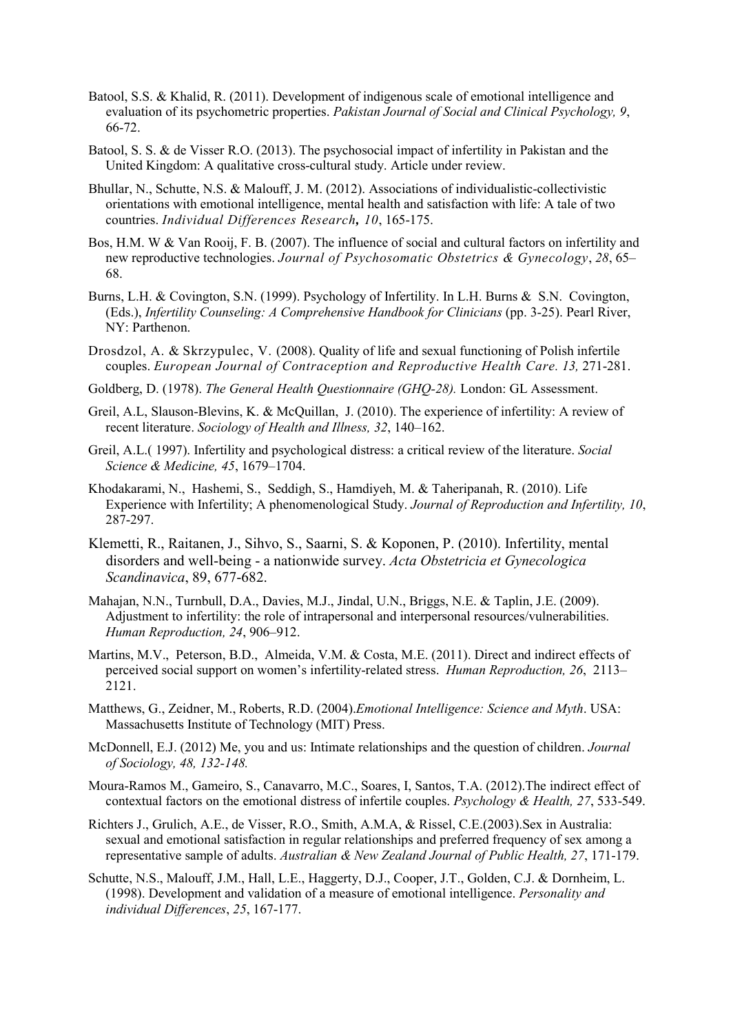Batool, S.S. & Khalid, R. (2011). Development of indigenous scale of emotional intelligence and evaluation of its psychometric properties. *Pakistan Journal of Social and Clinical Psychology, 9*, 66-72.

Batool, S. S. & de Visser R.O. (2013). The psychosocial impact of infertility in Pakistan and the United Kingdom: A qualitative cross-cultural study. Article under review.

Bhullar, N., Schutte, N.S. & Malouff, J. M. (2012). Associations of individualistic-collectivistic orientations with emotional intelligence, mental health and satisfaction with life: A tale of two countries. *Individual Differences Research, 10*, 165-175.

Bos, H.M. W & Van Rooij, F. B. (2007). The influence of social and cultural factors on infertility and new reproductive technologies. *Journal of Psychosomatic Obstetrics & Gynecology*, *28*, 65–68.

Burns, L.H. & Covington, S.N. (1999). Psychology of Infertility. In L.H. Burns & S.N. Covington, (Eds.), *Infertility Counseling: A Comprehensive Handbook for Clinicians* (pp. 3-25). Pearl River, NY: Parthenon.

Drosdzol, A. & Skrzypulec, V. (2008). Quality of life and sexual functioning of Polish infertile couples. *European Journal of Contraception and Reproductive Health Care. 13,* 271-281.

Goldberg, D. (1978). *The General Health Questionnaire (GHQ-28).* London: GL Assessment.

Greil, A.L, Slauson-Blevins, K. & McQuillan, J. (2010). The experience of infertility: A review of recent literature. *Sociology of Health and Illness, 32*, 140–162.

Greil, A.L.( 1997). Infertility and psychological distress: a critical review of the literature. *Social Science & Medicine, 45*, 1679–1704.

Khodakarami, N., Hashemi, S., Seddigh, S., Hamdiyeh, M. & Taheripanah, R. (2010). Life Experience with Infertility; A phenomenological Study. *Journal of Reproduction and Infertility, 10*, 287-297.

Klemetti, R., Raitanen, J., Sihvo, S., Saarni, S. & Koponen, P. (2010). Infertility, mental disorders and well-being - a nationwide survey. *Acta Obstetricia et Gynecologica Scandinavica*, 89, 677-682.

Mahajan, N.N., Turnbull, D.A., Davies, M.J., Jindal, U.N., Briggs, N.E. & Taplin, J.E. (2009). Adjustment to infertility: the role of intrapersonal and interpersonal resources/vulnerabilities. *Human Reproduction, 24*, 906–912.

Martins, M.V., Peterson, B.D., Almeida, V.M. & Costa, M.E. (2011). Direct and indirect effects of perceived social support on women's infertility-related stress. *Human Reproduction, 26*, 2113–2121.

Matthews, G., Zeidner, M., Roberts, R.D. (2004).*Emotional Intelligence: Science and Myth*. USA: Massachusetts Institute of Technology (MIT) Press.

McDonnell, E.J. (2012) Me, you and us: Intimate relationships and the question of children. *Journal of Sociology, 48, 132-148.*

Moura-Ramos M., Gameiro, S., Canavarro, M.C., Soares, I, Santos, T.A. (2012).The indirect effect of contextual factors on the emotional distress of infertile couples. *Psychology & Health, 27*, 533-549.

Richters J., Grulich, A.E., de Visser, R.O., Smith, A.M.A, & Rissel, C.E.(2003).Sex in Australia: sexual and emotional satisfaction in regular relationships and preferred frequency of sex among a representative sample of adults. *Australian & New Zealand Journal of Public Health, 27*, 171-179.

Schutte, N.S., Malouff, J.M., Hall, L.E., Haggerty, D.J., Cooper, J.T., Golden, C.J. & Dornheim, L. (1998). Development and validation of a measure of emotional intelligence. *Personality and individual Differences*, *25*, 167-177.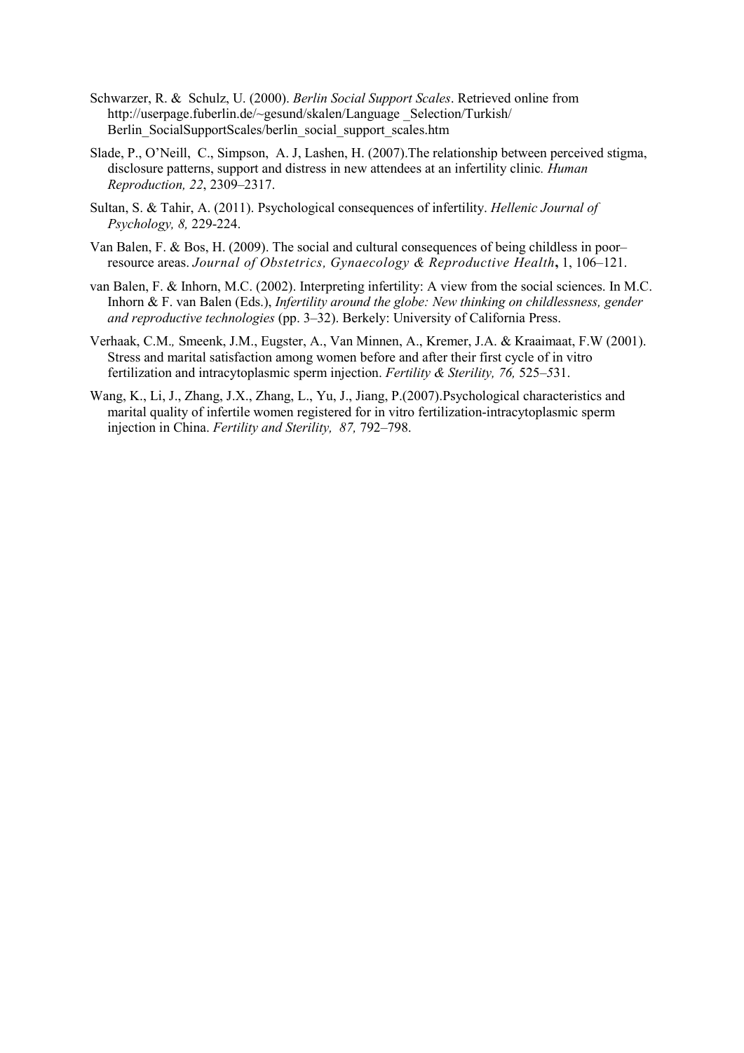Schwarzer, R. & Schulz, U. (2000). *Berlin Social Support Scales*. Retrieved online from http://userpage.fuberlin.de/~gesund/skalen/Language _Selection/Turkish/ Berlin_SocialSupportScales/berlin_social_support_scales.htm

Slade, P., O'Neill, C., Simpson, A. J, Lashen, H. (2007).The relationship between perceived stigma, disclosure patterns, support and distress in new attendees at an infertility clinic. *Human Reproduction, 22*, 2309–2317.

Sultan, S. & Tahir, A. (2011). Psychological consequences of infertility. *Hellenic Journal of Psychology, 8,* 229-224.

Van Balen, F. & Bos, H. (2009). The social and cultural consequences of being childless in poor–resource areas. *Journal of Obstetrics, Gynaecology & Reproductive Health***,** 1, 106–121.

van Balen, F. & Inhorn, M.C. (2002). Interpreting infertility: A view from the social sciences. In M.C. Inhorn & F. van Balen (Eds.), *Infertility around the globe: New thinking on childlessness, gender and reproductive technologies* (pp. 3–32). Berkely: University of California Press.

Verhaak, C.M., Smeenk, J.M., Eugster, A., Van Minnen, A., Kremer, J.A. & Kraaimaat, F.W (2001). Stress and marital satisfaction among women before and after their first cycle of in vitro fertilization and intracytoplasmic sperm injection. *Fertility & Sterility, 76,* 525–531.

Wang, K., Li, J., Zhang, J.X., Zhang, L., Yu, J., Jiang, P.(2007).Psychological characteristics and marital quality of infertile women registered for in vitro fertilization-intracytoplasmic sperm injection in China. *Fertility and Sterility, 87,* 792–798.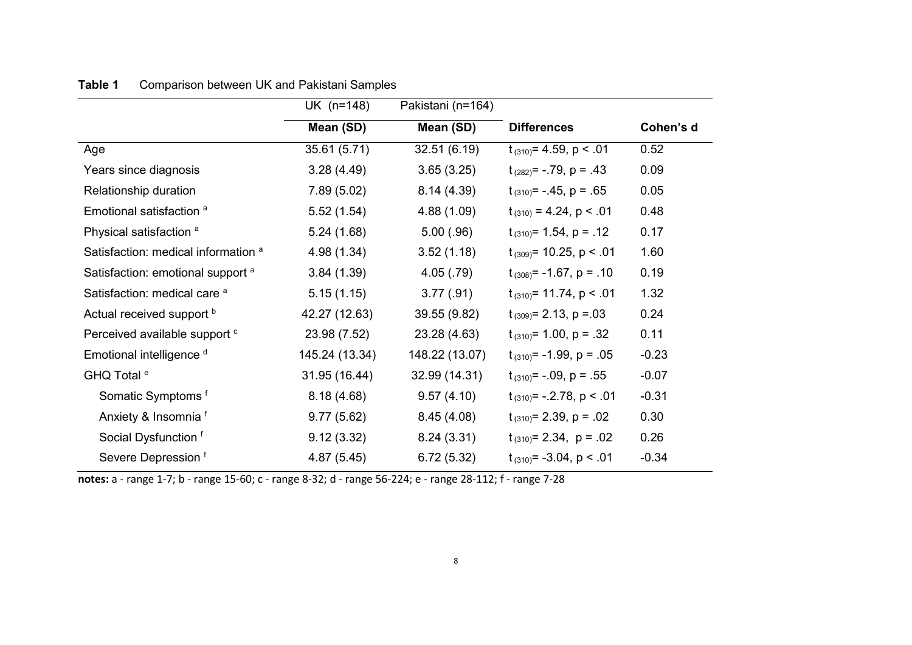**Table 1** Comparison between UK and Pakistani Samples

| | UK (n=148) | Pakistani (n=164) | | |
|---|---|---|---|---|
| | **Mean (SD)** | **Mean (SD)** | **Differences** | **Cohen's d** |
| Age | 35.61 (5.71) | 32.51 (6.19) | $t_{(310)}$= 4.59, $p < .01$ | 0.52 |
| Years since diagnosis | 3.28 (4.49) | 3.65 (3.25) | $t_{(282)}$= -.79, $p = .43$ | 0.09 |
| Relationship duration | 7.89 (5.02) | 8.14 (4.39) | $t_{(310)}$= -.45, $p = .65$ | 0.05 |
| Emotional satisfaction [a] | 5.52 (1.54) | 4.88 (1.09) | $t_{(310)}$ = 4.24, $p < .01$ | 0.48 |
| Physical satisfaction [a] | 5.24 (1.68) | 5.00 (.96) | $t_{(310)}$= 1.54, $p = .12$ | 0.17 |
| Satisfaction: medical information [a] | 4.98 (1.34) | 3.52 (1.18) | $t_{(309)}$= 10.25, $p < .01$ | 1.60 |
| Satisfaction: emotional support [a] | 3.84 (1.39) | 4.05 (.79) | $t_{(308)}$= -1.67, $p = .10$ | 0.19 |
| Satisfaction: medical care [a] | 5.15 (1.15) | 3.77 (.91) | $t_{(310)}$= 11.74, $p < .01$ | 1.32 |
| Actual received support [b] | 42.27 (12.63) | 39.55 (9.82) | $t_{(309)}$= 2.13, $p =.03$ | 0.24 |
| Perceived available support [c] | 23.98 (7.52) | 23.28 (4.63) | $t_{(310)}$= 1.00, $p = .32$ | 0.11 |
| Emotional intelligence [d] | 145.24 (13.34) | 148.22 (13.07) | $t_{(310)}$= -1.99, $p = .05$ | -0.23 |
| GHQ Total [e] | 31.95 (16.44) | 32.99 (14.31) | $t_{(310)}$= -.09, $p = .55$ | -0.07 |
| Somatic Symptoms [f] | 8.18 (4.68) | 9.57 (4.10) | $t_{(310)}$= -.2.78, $p < .01$ | -0.31 |
| Anxiety & Insomnia [f] | 9.77 (5.62) | 8.45 (4.08) | $t_{(310)}$= 2.39, $p = .02$ | 0.30 |
| Social Dysfunction [f] | 9.12 (3.32) | 8.24 (3.31) | $t_{(310)}$= 2.34, $p = .02$ | 0.26 |
| Severe Depression [f] | 4.87 (5.45) | 6.72 (5.32) | $t_{(310)}$= -3.04, $p < .01$ | -0.34 |

**notes:** a - range 1-7; b - range 15-60; c - range 8-32; d - range 56-224; e - range 28-112; f - range 7-28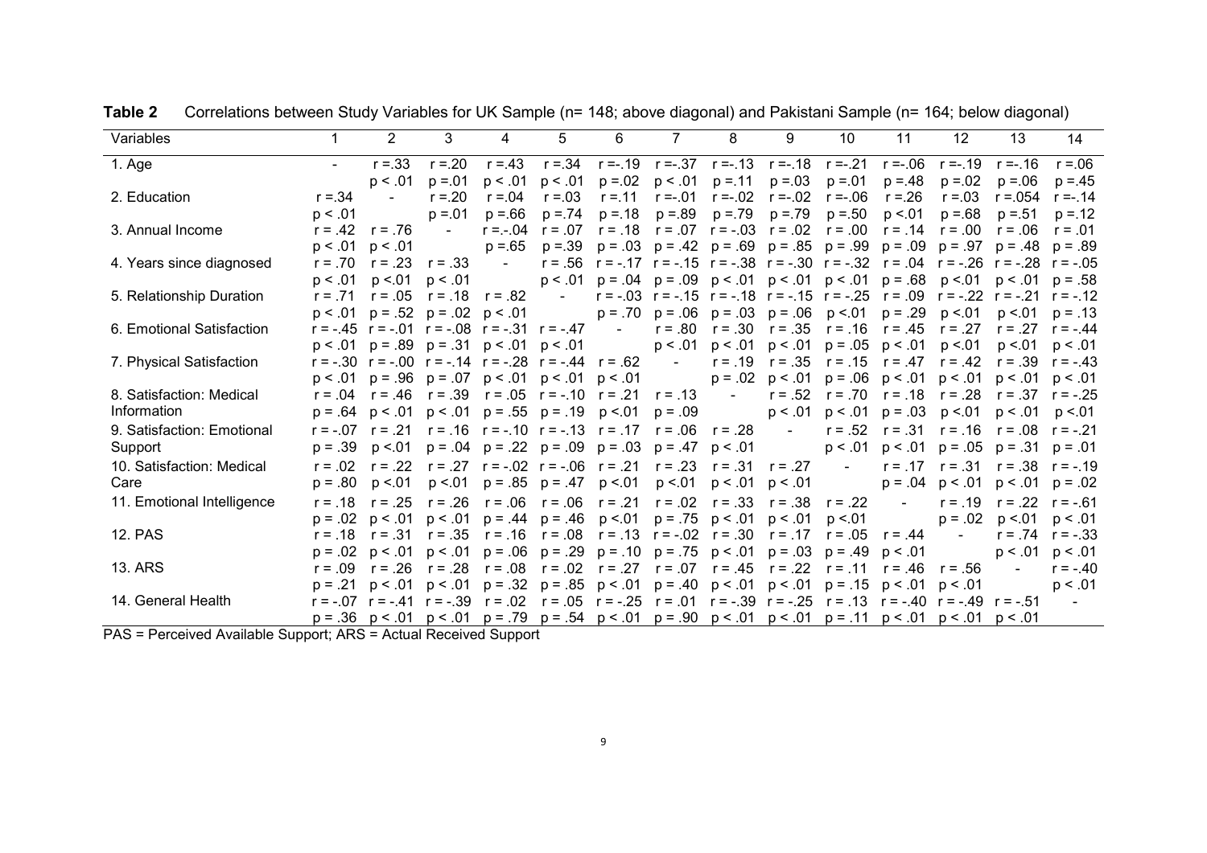**Table 2** Correlations between Study Variables for UK Sample (n= 148; above diagonal) and Pakistani Sample (n= 164; below diagonal)

| Variables | 1 | 2 | 3 | 4 | 5 | 6 | 7 | 8 | 9 | 10 | 11 | 12 | 13 | 14 |
|---|---|---|---|---|---|---|---|---|---|---|---|---|---|---|
| 1. Age | - | r =.33 p < .01 | r =.20 p =.01 | r =.43 p < .01 | r =.34 p < .01 | r =-.19 p =.02 | r =-.37 p < .01 | r =-.13 p =.11 | r =-.18 p =.03 | r =-.21 p =.01 | r =-.06 p =.48 | r =-.19 p =.02 | r =-.16 p =.06 | r =.06 p =.45 |
| 2. Education | r =.34 p < .01 | - | r =.20 p =.01 | r =.04 p =.66 | r =.03 p =.74 | r =.11 p =.18 | r =-.01 p =.89 | r =-.02 p =.79 | r =-.02 p =.79 | r =-.06 p =.50 | r =.26 p <.01 | r =.03 p =.68 | r =.054 p =.51 | r =-.14 p =.12 |
| 3. Annual Income | r = .42 p < .01 | r = .76 p < .01 | - | r =-.04 p =.65 | r =.07 p =.39 | r = .18 p = .03 | r = .07 p = .42 | r = -.03 p = .69 | r = .02 p = .85 | r = .00 p = .99 | r = .14 p = .09 | r = .00 p = .97 | r = .06 p = .48 | r = .01 p = .89 |
| 4. Years since diagnosed | r = .70 p < .01 | r = .23 p <.01 | r = .33 p < .01 | - | r = .56 p < .01 | r = -.17 p = .04 | r = -.15 p = .09 | r = -.38 p < .01 | r = -.30 p < .01 | r = -.32 p < .01 | r = .04 p = .68 | r = -.26 p <.01 | r = -.28 p < .01 | r = -.05 p = .58 |
| 5. Relationship Duration | r = .71 p < .01 | r = .05 p = .52 | r = .18 p = .02 | r = .82 p < .01 | - | r = -.03 p = .70 | r = -.15 p = .06 | r = -.18 p = .03 | r = -.15 p = .06 | r = -.25 p <.01 | r = .09 p = .29 | r = -.22 p <.01 | r = -.21 p <.01 | r = -.12 p = .13 |
| 6. Emotional Satisfaction | r = -.45 p < .01 | r = -.01 p = .89 | r = -.08 p = .31 | r = -.31 p < .01 | r = -.47 p < .01 | - | r = .80 p < .01 | r = .30 p < .01 | r = .35 p < .01 | r = .16 p = .05 | r = .45 p < .01 | r = .27 p <.01 | r = .27 p <.01 | r = -.44 p < .01 |
| 7. Physical Satisfaction | r = -.30 p < .01 | r = -.00 p = .96 | r = -.14 p = .07 | r = -.28 p < .01 | r = -.44 p < .01 | r = .62 p < .01 | - | r = .19 p = .02 | r = .35 p < .01 | r = .15 p = .06 | r = .47 p < .01 | r = .42 p < .01 | r = .39 p < .01 | r = -.43 p < .01 |
| 8. Satisfaction: Medical Information | r = .04 p = .64 | r = .46 p < .01 | r = .39 p < .01 | r = .05 p = .55 | r = -.10 p = .19 | r = .21 p <.01 | r = .13 p = .09 | - | r = .52 p < .01 | r = .70 p < .01 | r = .18 p = .03 | r = .28 p <.01 | r = .37 p < .01 | r = -.25 p <.01 |
| 9. Satisfaction: Emotional Support | r = -.07 p = .39 | r = .21 p <.01 | r = .16 p = .04 | r = -.10 p = .22 | r = -.13 p = .09 | r = .17 p = .03 | r = .06 p = .47 | r = .28 p < .01 | - | r = .52 p < .01 | r = .31 p < .01 | r = .16 p = .05 | r = .08 p = .31 | r = -.21 p = .01 |
| 10. Satisfaction: Medical Care | r = .02 p = .80 | r = .22 p <.01 | r = .27 p <.01 | r = -.02 p = .85 | r = -.06 p = .47 | r = .21 p <.01 | r = .23 p <.01 | r = .31 p < .01 | r = .27 p < .01 | - | r = .17 p = .04 | r = .31 p < .01 | r = .38 p < .01 | r = -.19 p = .02 |
| 11. Emotional Intelligence | r = .18 p = .02 | r = .25 p < .01 | r = .26 p < .01 | r = .06 p = .44 | r = .06 p = .46 | r = .21 p <.01 | r = .02 p = .75 | r = .33 p < .01 | r = .38 p < .01 | r = .22 p <.01 | - | r = .19 p = .02 | r = .22 p <.01 | r = -.61 p < .01 |
| 12. PAS | r = .18 p = .02 | r = .31 p < .01 | r = .35 p < .01 | r = .16 p = .06 | r = .08 p = .29 | r = .13 p = .10 | r = -.02 p = .75 | r = .30 p < .01 | r = .17 p = .03 | r = .05 p = .49 | r = .44 p < .01 | - | r = .74 p < .01 | r = -.33 p < .01 |
| 13. ARS | r = .09 p = .21 | r = .26 p < .01 | r = .28 p < .01 | r = .08 p = .32 | r = .02 p = .85 | r = .27 p < .01 | r = .07 p = .40 | r = .45 p < .01 | r = .22 p < .01 | r = .11 p = .15 | r = .46 p < .01 | r = .56 p < .01 | - | r = -.40 p < .01 |
| 14. General Health | r = -.07 p = .36 | r = -.41 p < .01 | r = -.39 p < .01 | r = .02 p = .79 | r = .05 p = .54 | r = -.25 p < .01 | r = .01 p = .90 | r = -.39 p < .01 | r = -.25 p < .01 | r = .13 p = .11 | r = -.40 p < .01 | r = -.49 p < .01 | r = -.51 p < .01 | - |

PAS = Perceived Available Support; ARS = Actual Received Support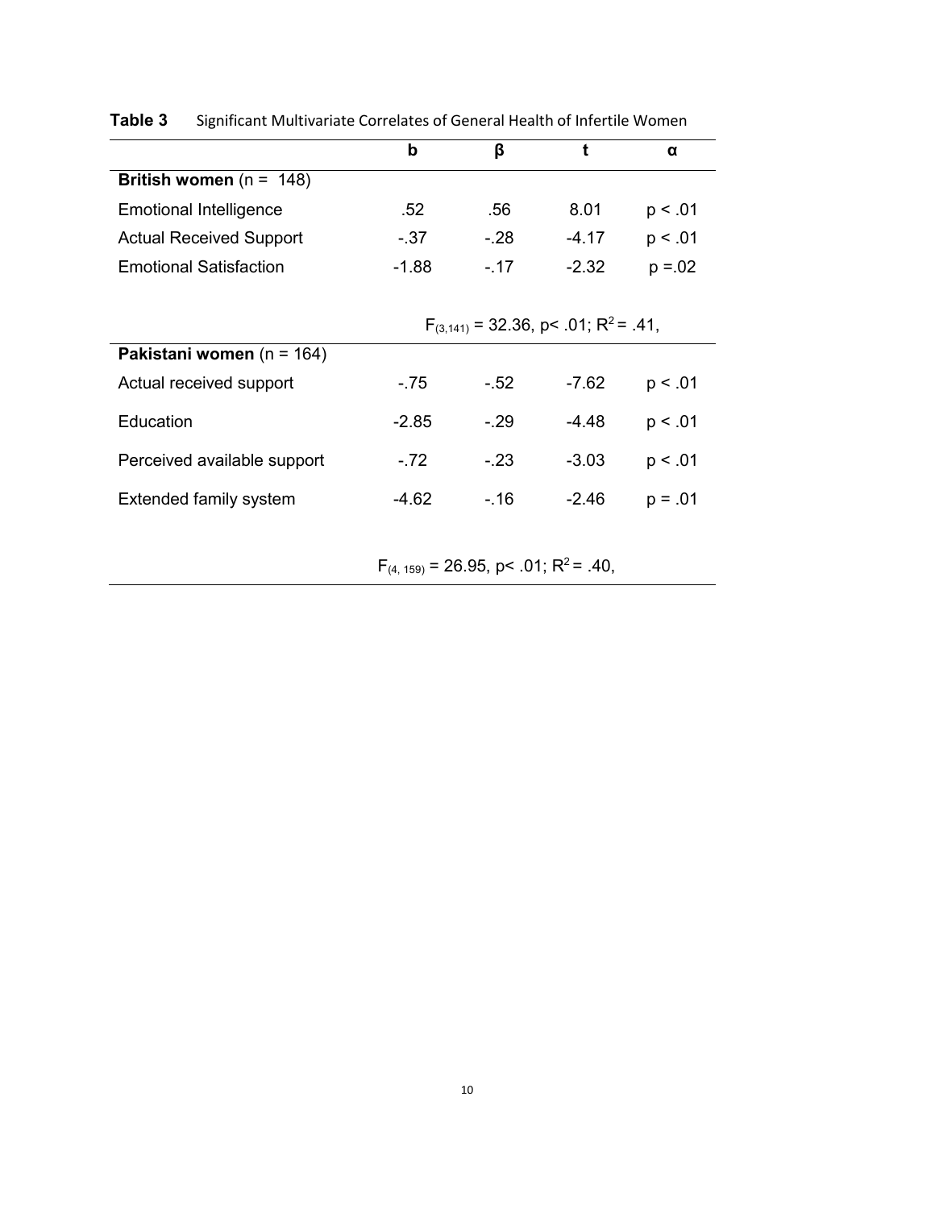**Table 3** Significant Multivariate Correlates of General Health of Infertile Women

| | b | β | t | α |
|---|---|---|---|---|
| **British women** (n = 148) | | | | |
| Emotional Intelligence | .52 | .56 | 8.01 | $p < .01$ |
| Actual Received Support | -.37 | -.28 | -4.17 | $p < .01$ |
| Emotional Satisfaction | -1.88 | -.17 | -2.32 | $p = .02$ |
| | $F_{(3,141)} = 32.36$, $p < .01$; $R^2 = .41$, | | | |
| **Pakistani women** (n = 164) | | | | |
| Actual received support | -.75 | -.52 | -7.62 | $p < .01$ |
| Education | -2.85 | -.29 | -4.48 | $p < .01$ |
| Perceived available support | -.72 | -.23 | -3.03 | $p < .01$ |
| Extended family system | -4.62 | -.16 | -2.46 | $p = .01$ |
| | $F_{(4, 159)} = 26.95$, $p < .01$; $R^2 = .40$, | | | |